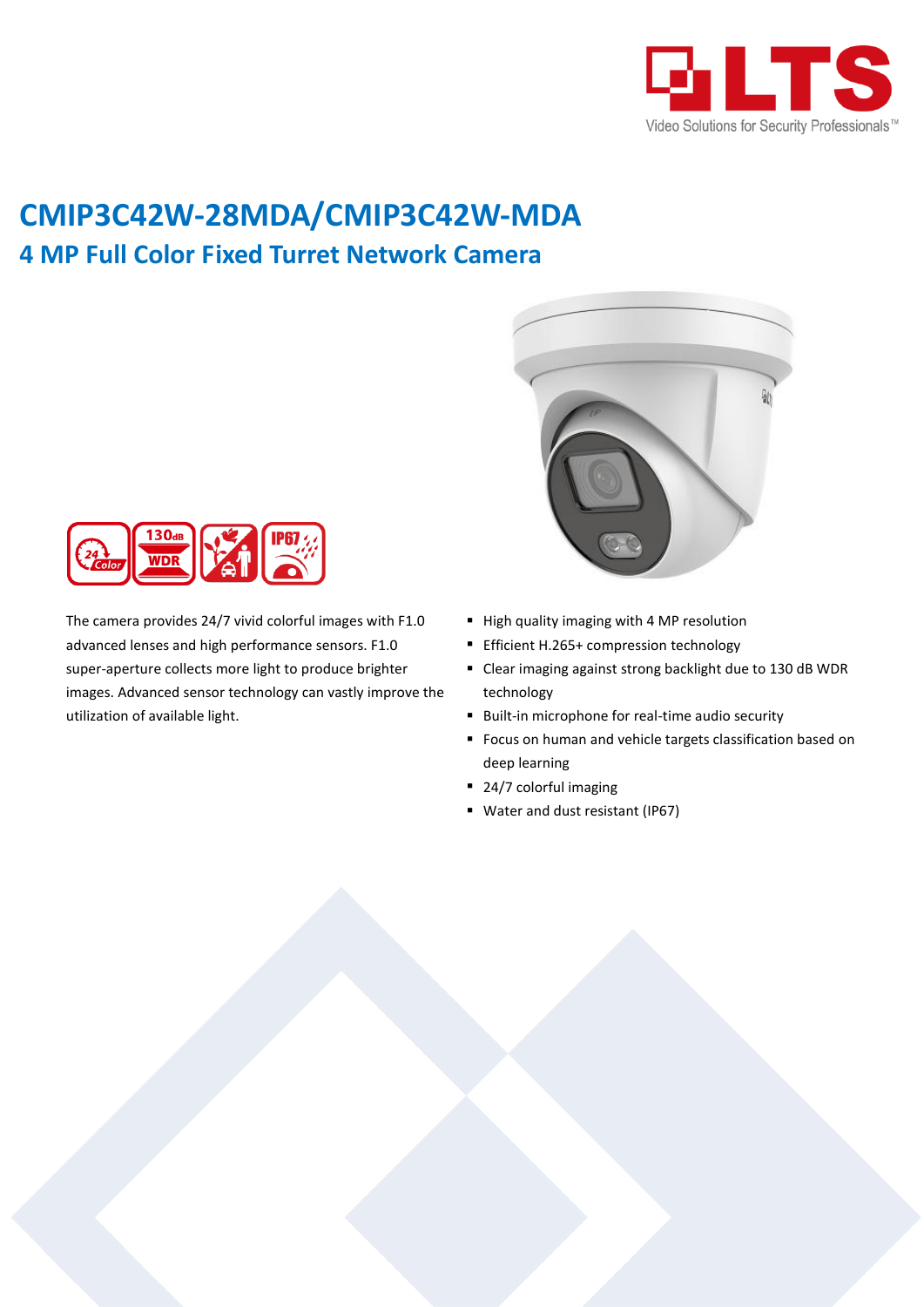# CMIP3C42W-28MDA/CMIP3C42W-MDA

## 4 MP Full Color Fixed Turret Network Camera

The camera provides 24/7 vivid colorful images with F1.0 advanced lenses and high performance sensors. F1.0 super-aperture collects more light to produce brighter images. Advanced sensor technology can vastly improve the utilization of available light.

- High quality imaging with 4 MP resolution
- Efficient H.265+ compression technology
- Clear imaging against strong backlight due to 130 dB WDR technology
- Built-in microphone for real-time audio security
- Focus on human and vehicle targets classification based on deep learning
- 24/7 colorful imaging
- Water and dust resistant (IP67)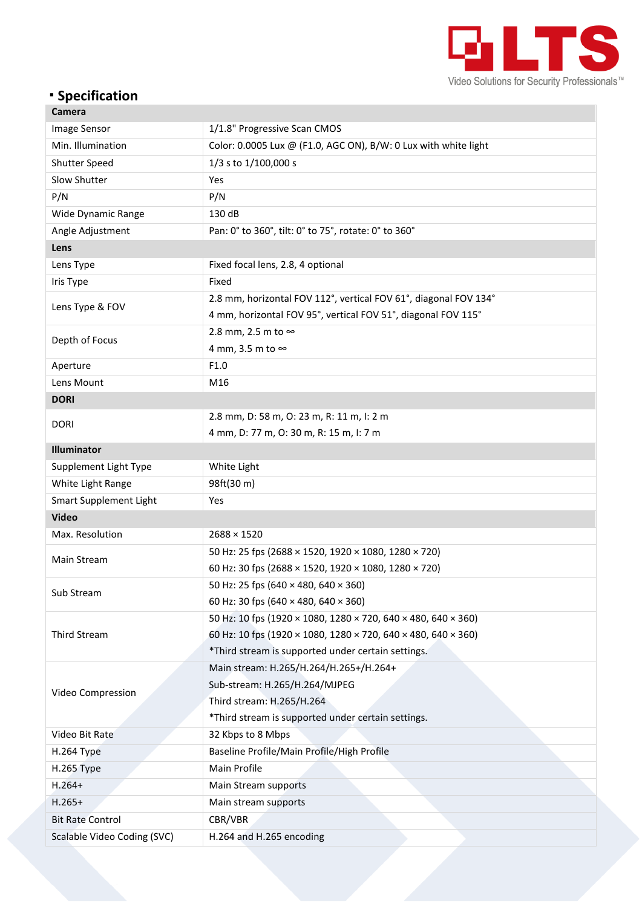## Specification

| Camera | |
|---|---|
| Image Sensor | 1/1.8" Progressive Scan CMOS |
| Min. Illumination | Color: 0.0005 Lux @ (F1.0, AGC ON), B/W: 0 Lux with white light |
| Shutter Speed | 1/3 s to 1/100,000 s |
| Slow Shutter | Yes |
| P/N | P/N |
| Wide Dynamic Range | 130 dB |
| Angle Adjustment | Pan: 0° to 360°, tilt: 0° to 75°, rotate: 0° to 360° |
| **Lens** | |
| Lens Type | Fixed focal lens, 2.8, 4 optional |
| Iris Type | Fixed |
| Lens Type & FOV | 2.8 mm, horizontal FOV 112°, vertical FOV 61°, diagonal FOV 134°<br>4 mm, horizontal FOV 95°, vertical FOV 51°, diagonal FOV 115° |
| Depth of Focus | 2.8 mm, 2.5 m to ∞<br>4 mm, 3.5 m to ∞ |
| Aperture | F1.0 |
| Lens Mount | M16 |
| **DORI** | |
| DORI | 2.8 mm, D: 58 m, O: 23 m, R: 11 m, I: 2 m<br>4 mm, D: 77 m, O: 30 m, R: 15 m, I: 7 m |
| **Illuminator** | |
| Supplement Light Type | White Light |
| White Light Range | 98ft(30 m) |
| Smart Supplement Light | Yes |
| **Video** | |
| Max. Resolution | 2688 × 1520 |
| Main Stream | 50 Hz: 25 fps (2688 × 1520, 1920 × 1080, 1280 × 720)<br>60 Hz: 30 fps (2688 × 1520, 1920 × 1080, 1280 × 720) |
| Sub Stream | 50 Hz: 25 fps (640 × 480, 640 × 360)<br>60 Hz: 30 fps (640 × 480, 640 × 360) |
| Third Stream | 50 Hz: 10 fps (1920 × 1080, 1280 × 720, 640 × 480, 640 × 360)<br>60 Hz: 10 fps (1920 × 1080, 1280 × 720, 640 × 480, 640 × 360)<br>*Third stream is supported under certain settings. |
| Video Compression | Main stream: H.265/H.264/H.265+/H.264+<br>Sub-stream: H.265/H.264/MJPEG<br>Third stream: H.265/H.264<br>*Third stream is supported under certain settings. |
| Video Bit Rate | 32 Kbps to 8 Mbps |
| H.264 Type | Baseline Profile/Main Profile/High Profile |
| H.265 Type | Main Profile |
| H.264+ | Main Stream supports |
| H.265+ | Main stream supports |
| Bit Rate Control | CBR/VBR |
| Scalable Video Coding (SVC) | H.264 and H.265 encoding |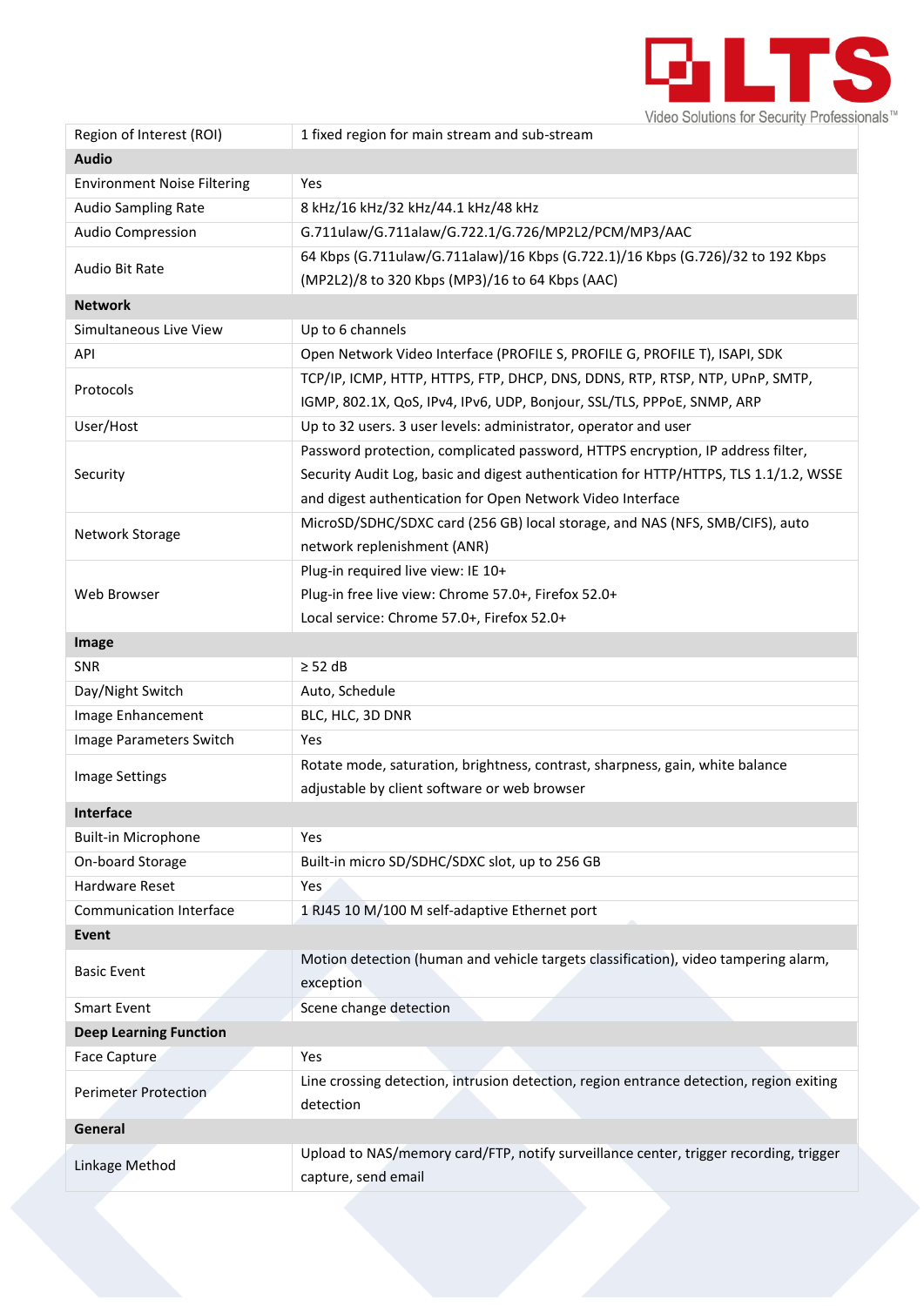| Region of Interest (ROI) | 1 fixed region for main stream and sub-stream |
|---|---|
| **Audio** | |
| Environment Noise Filtering | Yes |
| Audio Sampling Rate | 8 kHz/16 kHz/32 kHz/44.1 kHz/48 kHz |
| Audio Compression | G.711ulaw/G.711alaw/G.722.1/G.726/MP2L2/PCM/MP3/AAC |
| Audio Bit Rate | 64 Kbps (G.711ulaw/G.711alaw)/16 Kbps (G.722.1)/16 Kbps (G.726)/32 to 192 Kbps (MP2L2)/8 to 320 Kbps (MP3)/16 to 64 Kbps (AAC) |
| **Network** | |
| Simultaneous Live View | Up to 6 channels |
| API | Open Network Video Interface (PROFILE S, PROFILE G, PROFILE T), ISAPI, SDK |
| Protocols | TCP/IP, ICMP, HTTP, HTTPS, FTP, DHCP, DNS, DDNS, RTP, RTSP, NTP, UPnP, SMTP, IGMP, 802.1X, QoS, IPv4, IPv6, UDP, Bonjour, SSL/TLS, PPPoE, SNMP, ARP |
| User/Host | Up to 32 users. 3 user levels: administrator, operator and user |
| Security | Password protection, complicated password, HTTPS encryption, IP address filter, Security Audit Log, basic and digest authentication for HTTP/HTTPS, TLS 1.1/1.2, WSSE and digest authentication for Open Network Video Interface |
| Network Storage | MicroSD/SDHC/SDXC card (256 GB) local storage, and NAS (NFS, SMB/CIFS), auto network replenishment (ANR) |
| Web Browser | Plug-in required live view: IE 10+<br>Plug-in free live view: Chrome 57.0+, Firefox 52.0+<br>Local service: Chrome 57.0+, Firefox 52.0+ |
| **Image** | |
| SNR | ≥ 52 dB |
| Day/Night Switch | Auto, Schedule |
| Image Enhancement | BLC, HLC, 3D DNR |
| Image Parameters Switch | Yes |
| Image Settings | Rotate mode, saturation, brightness, contrast, sharpness, gain, white balance adjustable by client software or web browser |
| **Interface** | |
| Built-in Microphone | Yes |
| On-board Storage | Built-in micro SD/SDHC/SDXC slot, up to 256 GB |
| Hardware Reset | Yes |
| Communication Interface | 1 RJ45 10 M/100 M self-adaptive Ethernet port |
| **Event** | |
| Basic Event | Motion detection (human and vehicle targets classification), video tampering alarm, exception |
| Smart Event | Scene change detection |
| **Deep Learning Function** | |
| Face Capture | Yes |
| Perimeter Protection | Line crossing detection, intrusion detection, region entrance detection, region exiting detection |
| **General** | |
| Linkage Method | Upload to NAS/memory card/FTP, notify surveillance center, trigger recording, trigger capture, send email |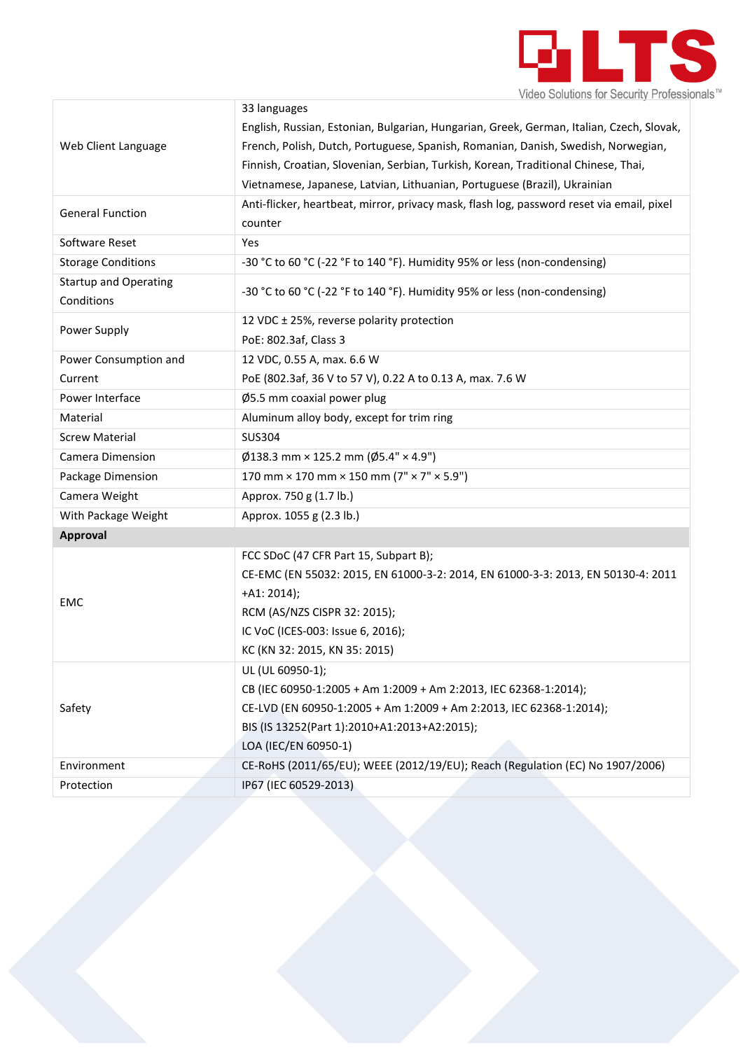| | |
|---|---|
| Web Client Language | 33 languages<br>English, Russian, Estonian, Bulgarian, Hungarian, Greek, German, Italian, Czech, Slovak, French, Polish, Dutch, Portuguese, Spanish, Romanian, Danish, Swedish, Norwegian, Finnish, Croatian, Slovenian, Serbian, Turkish, Korean, Traditional Chinese, Thai, Vietnamese, Japanese, Latvian, Lithuanian, Portuguese (Brazil), Ukrainian |
| General Function | Anti-flicker, heartbeat, mirror, privacy mask, flash log, password reset via email, pixel counter |
| Software Reset | Yes |
| Storage Conditions | -30 °C to 60 °C (-22 °F to 140 °F). Humidity 95% or less (non-condensing) |
| Startup and Operating Conditions | -30 °C to 60 °C (-22 °F to 140 °F). Humidity 95% or less (non-condensing) |
| Power Supply | 12 VDC ± 25%, reverse polarity protection<br>PoE: 802.3af, Class 3 |
| Power Consumption and Current | 12 VDC, 0.55 A, max. 6.6 W<br>PoE (802.3af, 36 V to 57 V), 0.22 A to 0.13 A, max. 7.6 W |
| Power Interface | Ø5.5 mm coaxial power plug |
| Material | Aluminum alloy body, except for trim ring |
| Screw Material | SUS304 |
| Camera Dimension | Ø138.3 mm × 125.2 mm (Ø5.4" × 4.9") |
| Package Dimension | 170 mm × 170 mm × 150 mm (7" × 7" × 5.9") |
| Camera Weight | Approx. 750 g (1.7 lb.) |
| With Package Weight | Approx. 1055 g (2.3 lb.) |
| **Approval** | |
| EMC | FCC SDoC (47 CFR Part 15, Subpart B);<br>CE-EMC (EN 55032: 2015, EN 61000-3-2: 2014, EN 61000-3-3: 2013, EN 50130-4: 2011 +A1: 2014);<br>RCM (AS/NZS CISPR 32: 2015);<br>IC VoC (ICES-003: Issue 6, 2016);<br>KC (KN 32: 2015, KN 35: 2015) |
| Safety | UL (UL 60950-1);<br>CB (IEC 60950-1:2005 + Am 1:2009 + Am 2:2013, IEC 62368-1:2014);<br>CE-LVD (EN 60950-1:2005 + Am 1:2009 + Am 2:2013, IEC 62368-1:2014);<br>BIS (IS 13252(Part 1):2010+A1:2013+A2:2015);<br>LOA (IEC/EN 60950-1) |
| Environment | CE-RoHS (2011/65/EU); WEEE (2012/19/EU); Reach (Regulation (EC) No 1907/2006) |
| Protection | IP67 (IEC 60529-2013) |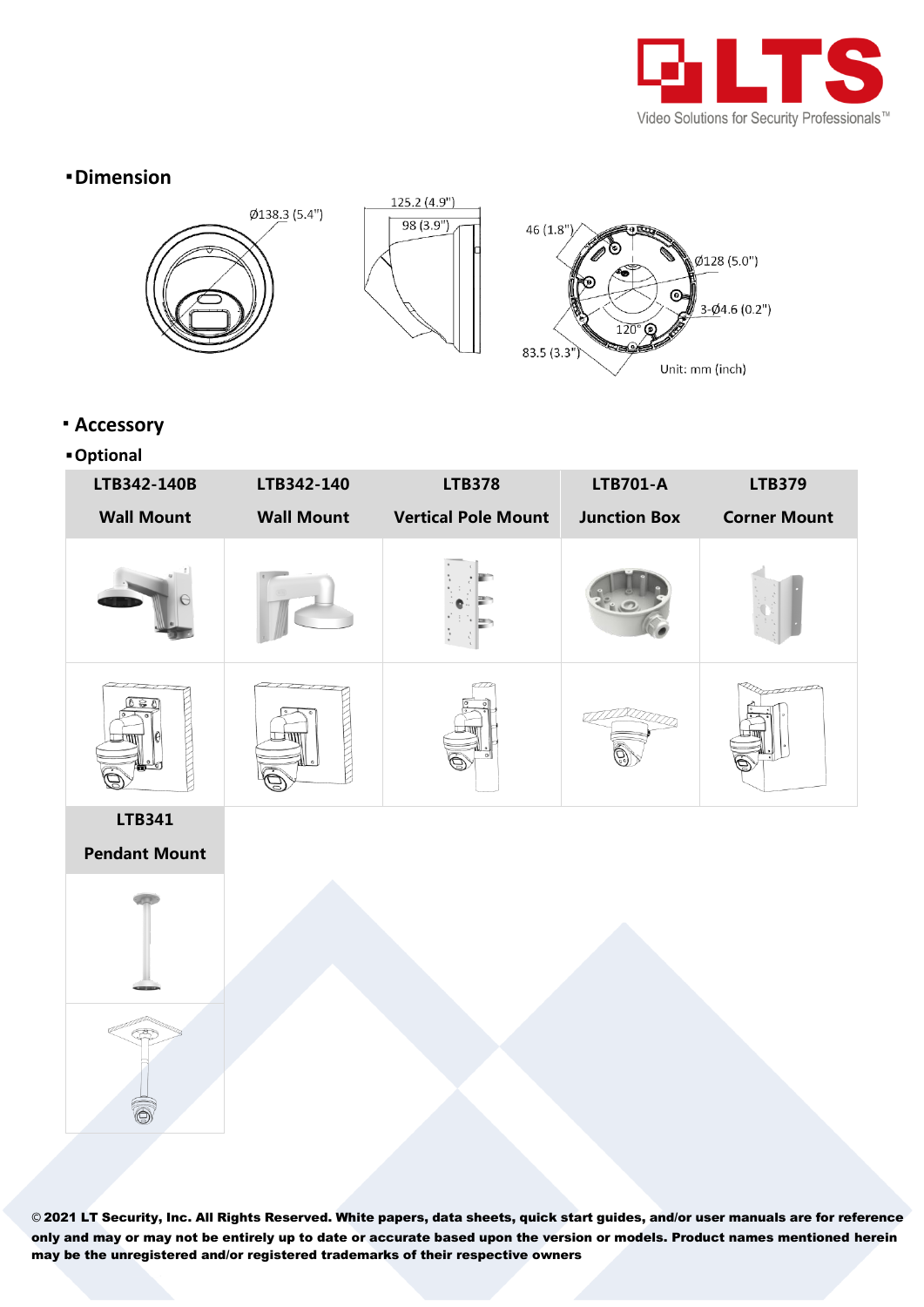## ▪Dimension

Ø138.3 (5.4")

125.2 (4.9")

98 (3.9")

46 (1.8")

Ø128 (5.0")

3-Ø4.6 (0.2")

120°

83.5 (3.3")

Unit: mm (inch)

## ▪ Accessory

### ▪Optional

| LTB342-140B Wall Mount | LTB342-140 Wall Mount | LTB378 Vertical Pole Mount | LTB701-A Junction Box | LTB379 Corner Mount |
|---|---|---|---|---|
| | | | | |
| | | | | |

| LTB341 Pendant Mount |
|---|
| |
| |

© 2021 LT Security, Inc. All Rights Reserved. White papers, data sheets, quick start guides, and/or user manuals are for reference only and may or may not be entirely up to date or accurate based upon the version or models. Product names mentioned herein may be the unregistered and/or registered trademarks of their respective owners